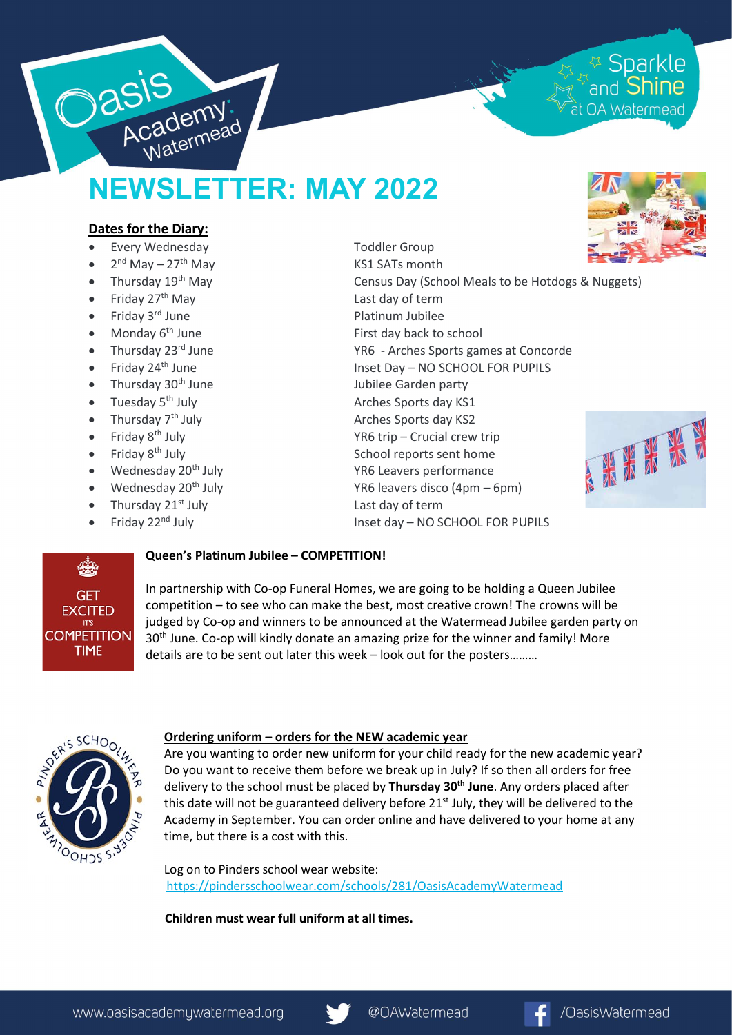# NEWSLETTER: MAY 2022

## Dates for the Diary:

- Every Wednesday — Toddler Group
- 2nd May – 27th May — KS1 SATs month
- Thursday 19th May — Census Day (School Meals to be Hotdogs & Nuggets)
- Friday 27th May — Last day of term
- Friday 3rd June — Platinum Jubilee
- Monday 6th June — First day back to school
- Thursday 23rd June — YR6 - Arches Sports games at Concorde
- Friday 24th June — Inset Day – NO SCHOOL FOR PUPILS
- Thursday 30th June — Jubilee Garden party
- Tuesday 5th July — Arches Sports day KS1
- Thursday 7th July — Arches Sports day KS2
- Friday 8th July — YR6 trip – Crucial crew trip
- Friday 8th July — School reports sent home
- Wednesday 20th July — YR6 Leavers performance
- Wednesday 20th July — YR6 leavers disco (4pm – 6pm)
- Thursday 21st July — Last day of term
- Friday 22nd July — Inset day – NO SCHOOL FOR PUPILS

GET EXCITED IT'S COMPETITION TIME

## Queen's Platinum Jubilee – COMPETITION!

In partnership with Co-op Funeral Homes, we are going to be holding a Queen Jubilee competition – to see who can make the best, most creative crown! The crowns will be judged by Co-op and winners to be announced at the Watermead Jubilee garden party on 30th June. Co-op will kindly donate an amazing prize for the winner and family! More details are to be sent out later this week – look out for the posters………

## Ordering uniform – orders for the NEW academic year

Are you wanting to order new uniform for your child ready for the new academic year? Do you want to receive them before we break up in July? If so then all orders for free delivery to the school must be placed by **Thursday 30th June**. Any orders placed after this date will not be guaranteed delivery before 21st July, they will be delivered to the Academy in September. You can order online and have delivered to your home at any time, but there is a cost with this.

Log on to Pinders school wear website:
https://pindersschoolwear.com/schools/281/OasisAcademyWatermead

**Children must wear full uniform at all times.**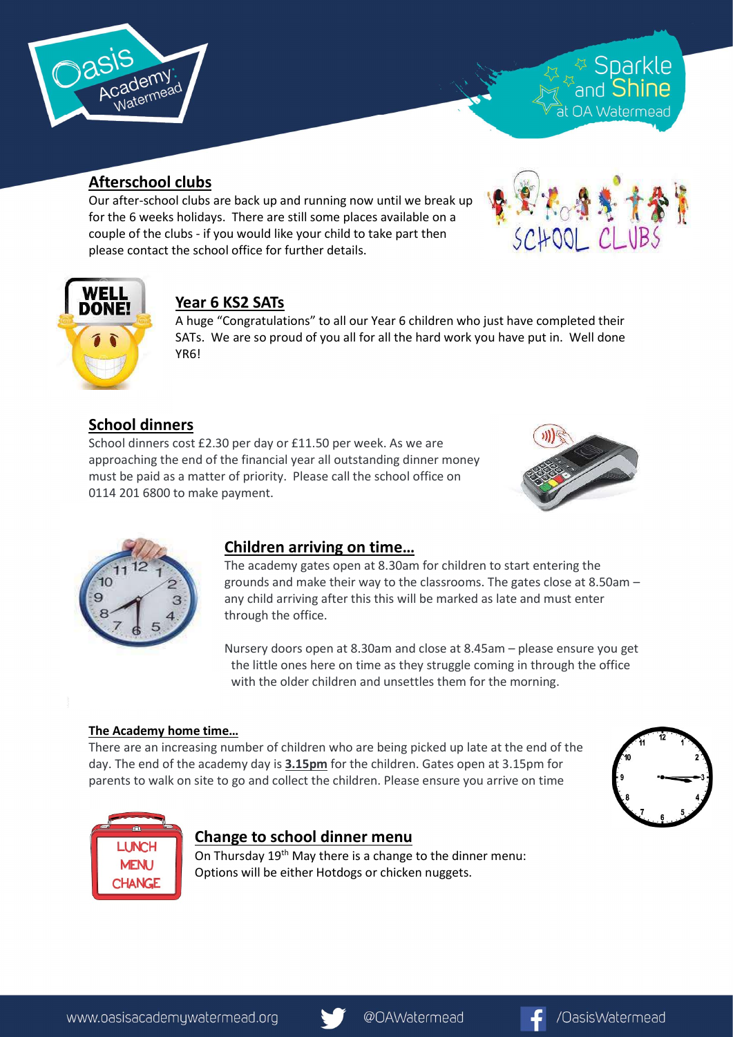## Afterschool clubs

Our after-school clubs are back up and running now until we break up for the 6 weeks holidays. There are still some places available on a couple of the clubs - if you would like your child to take part then please contact the school office for further details.

## Year 6 KS2 SATs

A huge "Congratulations" to all our Year 6 children who just have completed their SATs. We are so proud of you all for all the hard work you have put in. Well done YR6!

## School dinners

School dinners cost £2.30 per day or £11.50 per week. As we are approaching the end of the financial year all outstanding dinner money must be paid as a matter of priority. Please call the school office on 0114 201 6800 to make payment.

## Children arriving on time…

The academy gates open at 8.30am for children to start entering the grounds and make their way to the classrooms. The gates close at 8.50am – any child arriving after this this will be marked as late and must enter through the office.

Nursery doors open at 8.30am and close at 8.45am – please ensure you get the little ones here on time as they struggle coming in through the office with the older children and unsettles them for the morning.

### The Academy home time…

There are an increasing number of children who are being picked up late at the end of the day. The end of the academy day is **3.15pm** for the children. Gates open at 3.15pm for parents to walk on site to go and collect the children. Please ensure you arrive on time

## Change to school dinner menu

On Thursday 19th May there is a change to the dinner menu:
Options will be either Hotdogs or chicken nuggets.